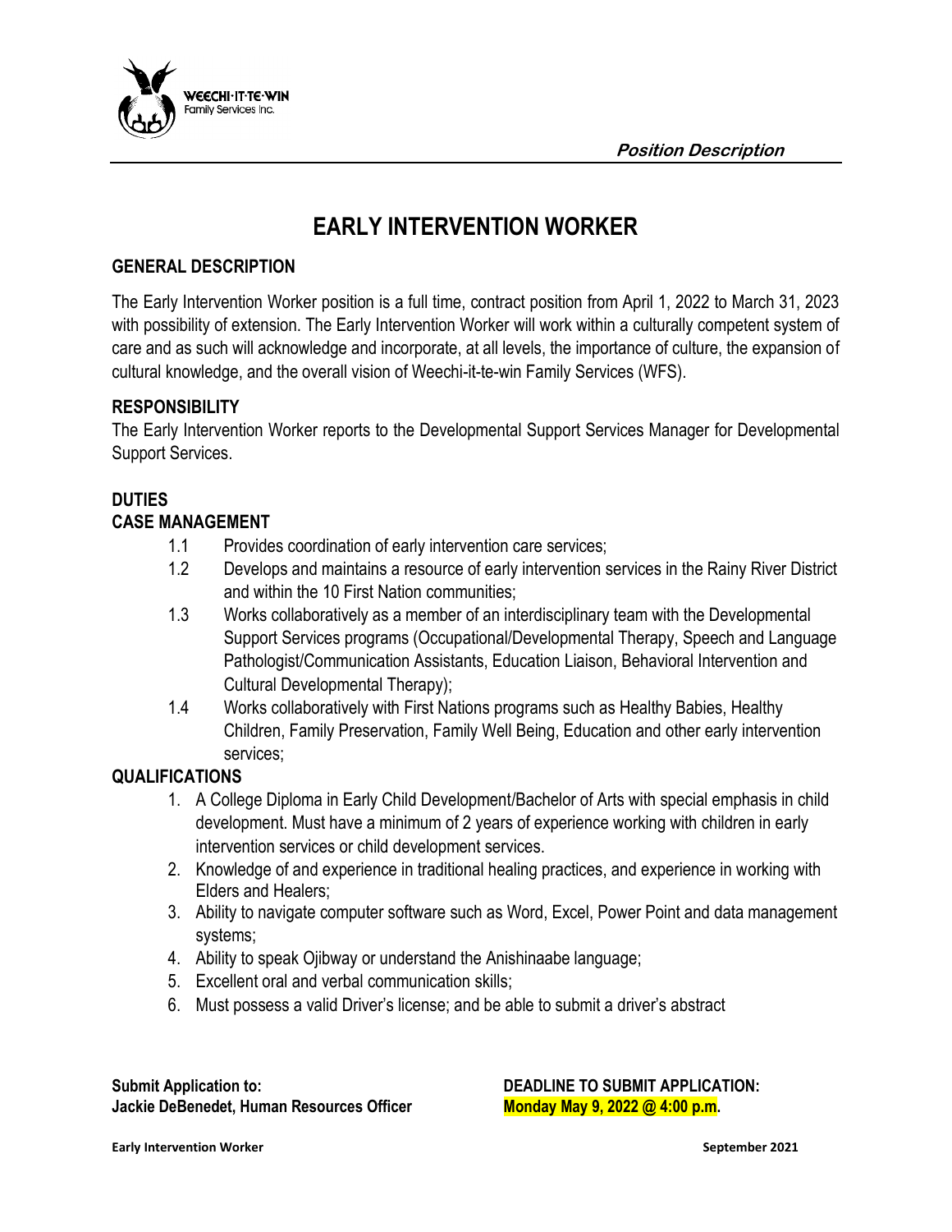WEECHI·IT·TE·WIN Family Services Inc.

***Position Description***

# EARLY INTERVENTION WORKER

## GENERAL DESCRIPTION

The Early Intervention Worker position is a full time, contract position from April 1, 2022 to March 31, 2023 with possibility of extension. The Early Intervention Worker will work within a culturally competent system of care and as such will acknowledge and incorporate, at all levels, the importance of culture, the expansion of cultural knowledge, and the overall vision of Weechi-it-te-win Family Services (WFS).

## RESPONSIBILITY

The Early Intervention Worker reports to the Developmental Support Services Manager for Developmental Support Services.

## DUTIES

### CASE MANAGEMENT

- 1.1 Provides coordination of early intervention care services;
- 1.2 Develops and maintains a resource of early intervention services in the Rainy River District and within the 10 First Nation communities;
- 1.3 Works collaboratively as a member of an interdisciplinary team with the Developmental Support Services programs (Occupational/Developmental Therapy, Speech and Language Pathologist/Communication Assistants, Education Liaison, Behavioral Intervention and Cultural Developmental Therapy);
- 1.4 Works collaboratively with First Nations programs such as Healthy Babies, Healthy Children, Family Preservation, Family Well Being, Education and other early intervention services;

## QUALIFICATIONS

1. A College Diploma in Early Child Development/Bachelor of Arts with special emphasis in child development. Must have a minimum of 2 years of experience working with children in early intervention services or child development services.
2. Knowledge of and experience in traditional healing practices, and experience in working with Elders and Healers;
3. Ability to navigate computer software such as Word, Excel, Power Point and data management systems;
4. Ability to speak Ojibway or understand the Anishinaabe language;
5. Excellent oral and verbal communication skills;
6. Must possess a valid Driver's license; and be able to submit a driver's abstract

**Submit Application to:**
**Jackie DeBenedet, Human Resources Officer**

**DEADLINE TO SUBMIT APPLICATION:**
**Monday May 9, 2022 @ 4:00 p.m.**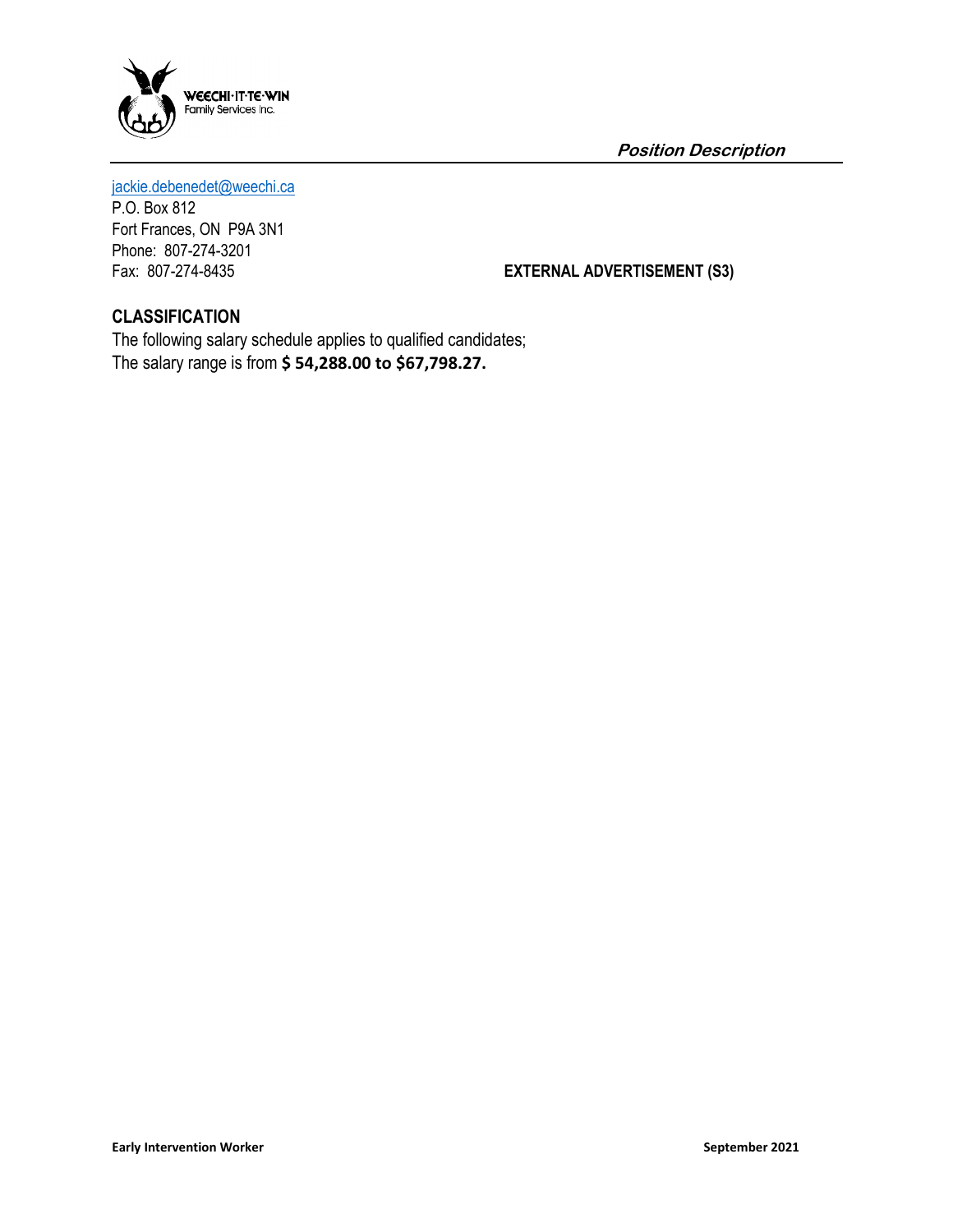jackie.debenedet@weechi.ca
P.O. Box 812
Fort Frances, ON  P9A 3N1
Phone:  807-274-3201
Fax:  807-274-8435

**EXTERNAL ADVERTISEMENT (S3)**

## CLASSIFICATION

The following salary schedule applies to qualified candidates;
The salary range is from **$ 54,288.00 to $67,798.27.**